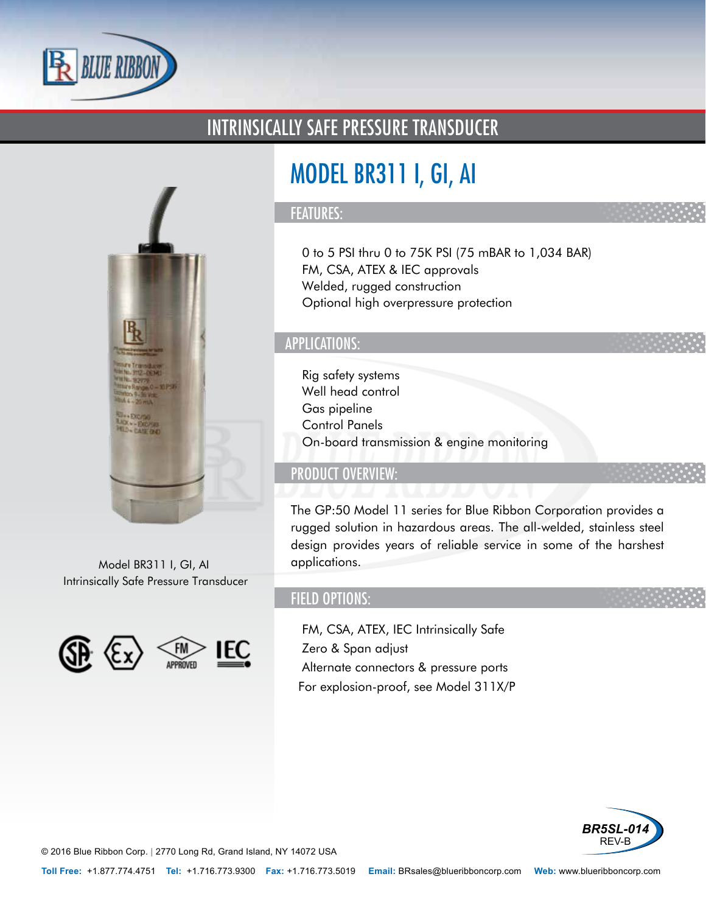# INTRINSICALLY SAFE PRESSURE TRANSDUCER

## MODEL BR311 I, GI, AI

### FEATURES:

0 to 5 PSI thru 0 to 75K PSI (75 mBAR to 1,034 BAR)
FM, CSA, ATEX & IEC approvals
Welded, rugged construction
Optional high overpressure protection

### APPLICATIONS:

Rig safety systems
Well head control
Gas pipeline
Control Panels
On-board transmission & engine monitoring

### PRODUCT OVERVIEW:

The GP:50 Model 11 series for Blue Ribbon Corporation provides a rugged solution in hazardous areas. The all-welded, stainless steel design provides years of reliable service in some of the harshest applications.

### FIELD OPTIONS:

FM, CSA, ATEX, IEC Intrinsically Safe
Zero & Span adjust
Alternate connectors & pressure ports
For explosion-proof, see Model 311X/P

Model BR311 I, GI, AI
Intrinsically Safe Pressure Transducer

BR5SL-014
REV-B

© 2016 Blue Ribbon Corp. | 2770 Long Rd, Grand Island, NY 14072 USA

**Toll Free:** +1.877.774.4751 **Tel:** +1.716.773.9300 **Fax:** +1.716.773.5019 **Email:** BRsales@blueribboncorp.com **Web:** www.blueribboncorp.com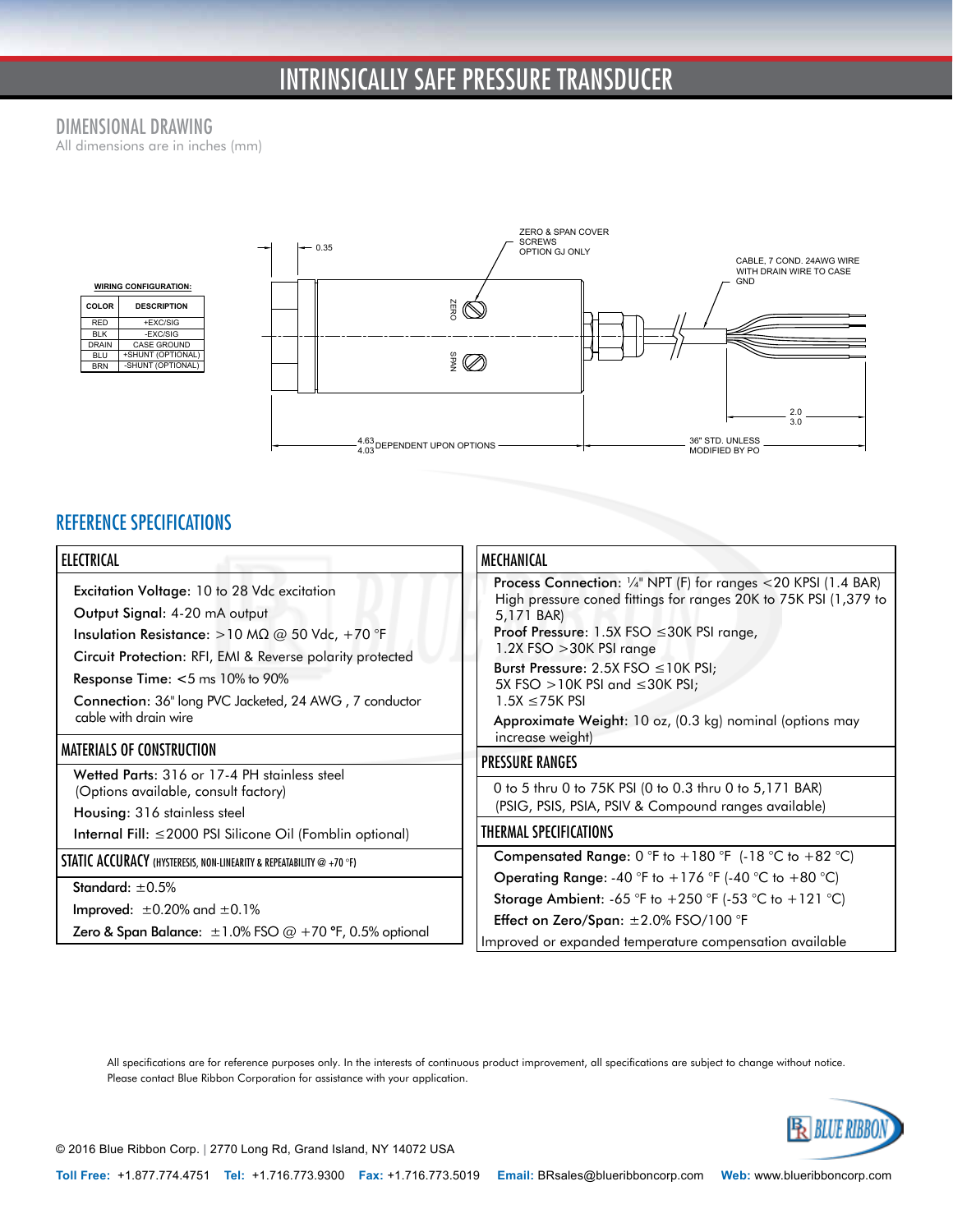# INTRINSICALLY SAFE PRESSURE TRANSDUCER

## DIMENSIONAL DRAWING

All dimensions are in inches (mm)

**WIRING CONFIGURATION:**

| COLOR | DESCRIPTION |
|---|---|
| RED | +EXC/SIG |
| BLK | -EXC/SIG |
| DRAIN | CASE GROUND |
| BLU | +SHUNT (OPTIONAL) |
| BRN | -SHUNT (OPTIONAL) |

0.35

ZERO & SPAN COVER SCREWS OPTION GJ ONLY

CABLE, 7 COND. 24AWG WIRE WITH DRAIN WIRE TO CASE GND

ZERO

SPAN

2.0
3.0

4.63
4.03 DEPENDENT UPON OPTIONS

36" STD. UNLESS MODIFIED BY PO

## REFERENCE SPECIFICATIONS

### ELECTRICAL

**Excitation Voltage**: 10 to 28 Vdc excitation

**Output Signal**: 4-20 mA output

**Insulation Resistance**: >10 MΩ @ 50 Vdc, +70 °F

**Circuit Protection**: RFI, EMI & Reverse polarity protected

**Response Time**: <5 ms 10% to 90%

**Connection**: 36" long PVC Jacketed, 24 AWG , 7 conductor cable with drain wire

### MATERIALS OF CONSTRUCTION

**Wetted Parts**: 316 or 17-4 PH stainless steel (Options available, consult factory)

**Housing**: 316 stainless steel

**Internal Fill**: ≤2000 PSI Silicone Oil (Fomblin optional)

### STATIC ACCURACY (HYSTERESIS, NON-LINEARITY & REPEATABILITY @ +70 °F)

**Standard**: ±0.5%

**Improved**: ±0.20% and ±0.1%

**Zero & Span Balance**: ±1.0% FSO @ +70 °F, 0.5% optional

### MECHANICAL

**Process Connection**: ¼" NPT (F) for ranges <20 KPSI (1.4 BAR) High pressure coned fittings for ranges 20K to 75K PSI (1,379 to 5,171 BAR)

**Proof Pressure**: 1.5X FSO ≤30K PSI range, 1.2X FSO >30K PSI range

**Burst Pressure**: 2.5X FSO ≤10K PSI; 5X FSO >10K PSI and ≤30K PSI; 1.5X ≤75K PSI

**Approximate Weight**: 10 oz, (0.3 kg) nominal (options may increase weight)

### PRESSURE RANGES

0 to 5 thru 0 to 75K PSI (0 to 0.3 thru 0 to 5,171 BAR) (PSIG, PSIS, PSIA, PSIV & Compound ranges available)

### THERMAL SPECIFICATIONS

**Compensated Range**: 0 °F to +180 °F (-18 °C to +82 °C)

**Operating Range**: -40 °F to +176 °F (-40 °C to +80 °C)

**Storage Ambient**: -65 °F to +250 °F (-53 °C to +121 °C)

**Effect on Zero/Span**: ±2.0% FSO/100 °F

Improved or expanded temperature compensation available

All specifications are for reference purposes only. In the interests of continuous product improvement, all specifications are subject to change without notice. Please contact Blue Ribbon Corporation for assistance with your application.

© 2016 Blue Ribbon Corp. | 2770 Long Rd, Grand Island, NY 14072 USA

**Toll Free:** +1.877.774.4751 **Tel:** +1.716.773.9300 **Fax:** +1.716.773.5019 **Email:** BRsales@blueribboncorp.com **Web:** www.blueribboncorp.com